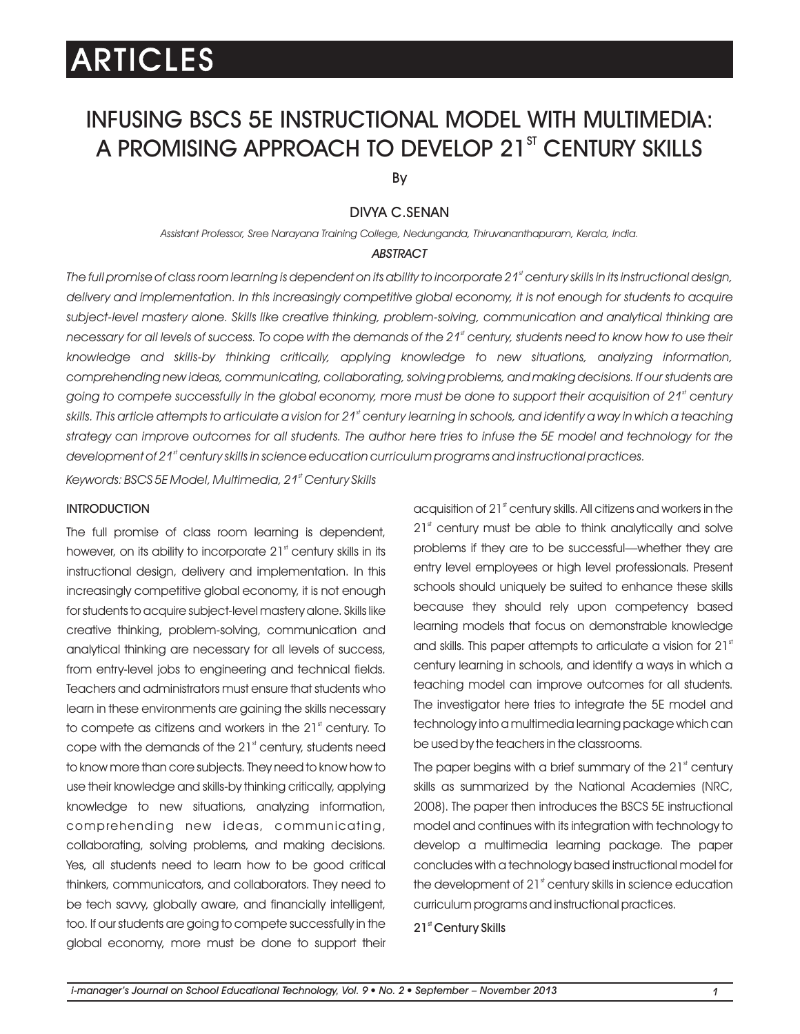# ARTICLES

## INFUSING BSCS 5E INSTRUCTIONAL MODEL WITH MULTIMEDIA: A PROMISING APPROACH TO DEVELOP 21ST CENTURY SKILLS

By

DIVYA C.SENAN

*Assistant Professor, Sree Narayana Training College, Nedunganda, Thiruvananthapuram, Kerala, India.*

### *ABSTRACT*

*The full promise of class room learning is dependent on its ability to incorporate 21st century skills in its instructional design, delivery and implementation. In this increasingly competitive global economy, it is not enough for students to acquire subject-level mastery alone. Skills like creative thinking, problem-solving, communication and analytical thinking are necessary for all levels of success. To cope with the demands of the 21st century, students need to know how to use their knowledge and skills-by thinking critically, applying knowledge to new situations, analyzing information, comprehending new ideas, communicating, collaborating, solving problems, and making decisions. If our students are going to compete successfully in the global economy, more must be done to support their acquisition of 21st century skills. This article attempts to articulate a vision for 21st century learning in schools, and identify a way in which a teaching strategy can improve outcomes for all students. The author here tries to infuse the 5E model and technology for the development of 21st century skills in science education curriculum programs and instructional practices.*

*Keywords: BSCS 5E Model, Multimedia, 21st Century Skills*

### INTRODUCTION

The full promise of class room learning is dependent, however, on its ability to incorporate 21st century skills in its instructional design, delivery and implementation. In this increasingly competitive global economy, it is not enough for students to acquire subject-level mastery alone. Skills like creative thinking, problem-solving, communication and analytical thinking are necessary for all levels of success, from entry-level jobs to engineering and technical fields. Teachers and administrators must ensure that students who learn in these environments are gaining the skills necessary to compete as citizens and workers in the 21st century. To cope with the demands of the 21st century, students need to know more than core subjects. They need to know how to use their knowledge and skills-by thinking critically, applying knowledge to new situations, analyzing information, comprehending new ideas, communicating, collaborating, solving problems, and making decisions. Yes, all students need to learn how to be good critical thinkers, communicators, and collaborators. They need to be tech savvy, globally aware, and financially intelligent, too. If our students are going to compete successfully in the global economy, more must be done to support their acquisition of 21st century skills. All citizens and workers in the 21st century must be able to think analytically and solve problems if they are to be successful—whether they are entry level employees or high level professionals. Present schools should uniquely be suited to enhance these skills because they should rely upon competency based learning models that focus on demonstrable knowledge and skills. This paper attempts to articulate a vision for 21st century learning in schools, and identify a ways in which a teaching model can improve outcomes for all students. The investigator here tries to integrate the 5E model and technology into a multimedia learning package which can be used by the teachers in the classrooms.

The paper begins with a brief summary of the 21st century skills as summarized by the National Academies (NRC, 2008). The paper then introduces the BSCS 5E instructional model and continues with its integration with technology to develop a multimedia learning package. The paper concludes with a technology based instructional model for the development of 21st century skills in science education curriculum programs and instructional practices.

### 21st Century Skills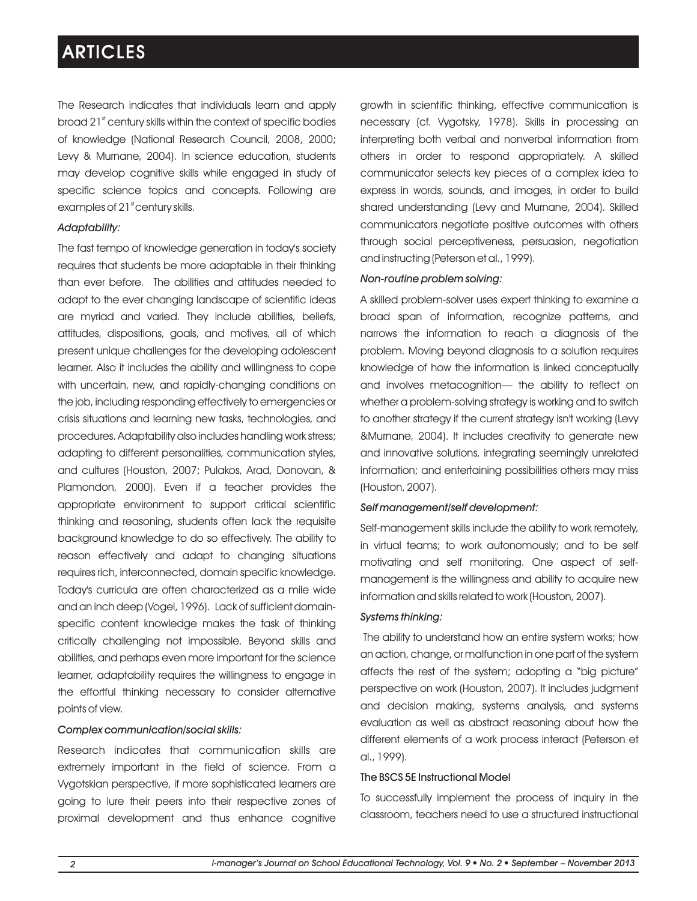The Research indicates that individuals learn and apply broad 21st century skills within the context of specific bodies of knowledge (National Research Council, 2008, 2000; Levy & Murnane, 2004). In science education, students may develop cognitive skills while engaged in study of specific science topics and concepts. Following are examples of 21st century skills.

*Adaptability:*

The fast tempo of knowledge generation in today's society requires that students be more adaptable in their thinking than ever before. The abilities and attitudes needed to adapt to the ever changing landscape of scientific ideas are myriad and varied. They include abilities, beliefs, attitudes, dispositions, goals, and motives, all of which present unique challenges for the developing adolescent learner. Also it includes the ability and willingness to cope with uncertain, new, and rapidly-changing conditions on the job, including responding effectively to emergencies or crisis situations and learning new tasks, technologies, and procedures. Adaptability also includes handling work stress; adapting to different personalities, communication styles, and cultures (Houston, 2007; Pulakos, Arad, Donovan, & Plamondon, 2000). Even if a teacher provides the appropriate environment to support critical scientific thinking and reasoning, students often lack the requisite background knowledge to do so effectively. The ability to reason effectively and adapt to changing situations requires rich, interconnected, domain specific knowledge. Today's curricula are often characterized as a mile wide and an inch deep (Vogel, 1996). Lack of sufficient domain-specific content knowledge makes the task of thinking critically challenging not impossible. Beyond skills and abilities, and perhaps even more important for the science learner, adaptability requires the willingness to engage in the effortful thinking necessary to consider alternative points of view.

*Complex communication/social skills:*

Research indicates that communication skills are extremely important in the field of science. From a Vygotskian perspective, if more sophisticated learners are going to lure their peers into their respective zones of proximal development and thus enhance cognitive growth in scientific thinking, effective communication is necessary (cf. Vygotsky, 1978). Skills in processing an interpreting both verbal and nonverbal information from others in order to respond appropriately. A skilled communicator selects key pieces of a complex idea to express in words, sounds, and images, in order to build shared understanding (Levy and Murnane, 2004). Skilled communicators negotiate positive outcomes with others through social perceptiveness, persuasion, negotiation and instructing (Peterson et al., 1999).

*Non-routine problem solving:*

A skilled problem-solver uses expert thinking to examine a broad span of information, recognize patterns, and narrows the information to reach a diagnosis of the problem. Moving beyond diagnosis to a solution requires knowledge of how the information is linked conceptually and involves metacognition— the ability to reflect on whether a problem-solving strategy is working and to switch to another strategy if the current strategy isn't working (Levy &Murnane, 2004). It includes creativity to generate new and innovative solutions, integrating seemingly unrelated information; and entertaining possibilities others may miss (Houston, 2007).

*Self management/self development:*

Self-management skills include the ability to work remotely, in virtual teams; to work autonomously; and to be self motivating and self monitoring. One aspect of self-management is the willingness and ability to acquire new information and skills related to work (Houston, 2007).

*Systems thinking:*

The ability to understand how an entire system works; how an action, change, or malfunction in one part of the system affects the rest of the system; adopting a "big picture" perspective on work (Houston, 2007). It includes judgment and decision making, systems analysis, and systems evaluation as well as abstract reasoning about how the different elements of a work process interact (Peterson et al., 1999).

**The BSCS 5E Instructional Model**

To successfully implement the process of inquiry in the classroom, teachers need to use a structured instructional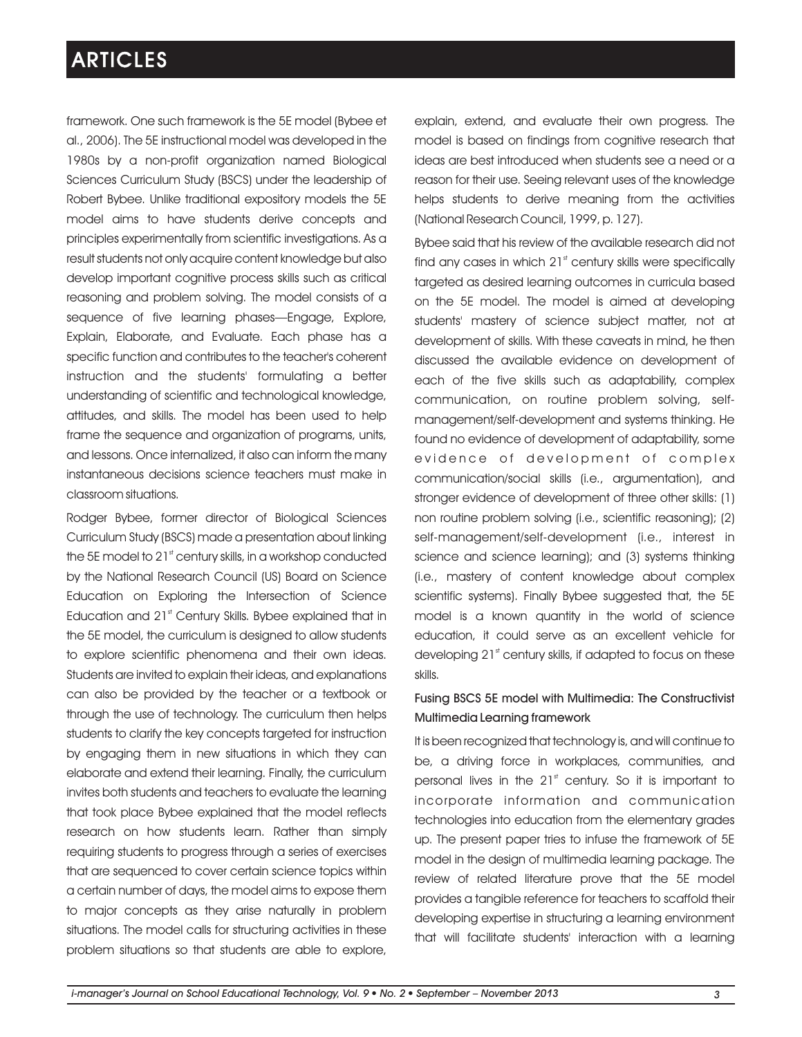framework. One such framework is the 5E model (Bybee et al., 2006). The 5E instructional model was developed in the 1980s by a non-profit organization named Biological Sciences Curriculum Study (BSCS) under the leadership of Robert Bybee. Unlike traditional expository models the 5E model aims to have students derive concepts and principles experimentally from scientific investigations. As a result students not only acquire content knowledge but also develop important cognitive process skills such as critical reasoning and problem solving. The model consists of a sequence of five learning phases—Engage, Explore, Explain, Elaborate, and Evaluate. Each phase has a specific function and contributes to the teacher's coherent instruction and the students' formulating a better understanding of scientific and technological knowledge, attitudes, and skills. The model has been used to help frame the sequence and organization of programs, units, and lessons. Once internalized, it also can inform the many instantaneous decisions science teachers must make in classroom situations.

Rodger Bybee, former director of Biological Sciences Curriculum Study (BSCS) made a presentation about linking the 5E model to 21st century skills, in a workshop conducted by the National Research Council (US) Board on Science Education on Exploring the Intersection of Science Education and 21st Century Skills. Bybee explained that in the 5E model, the curriculum is designed to allow students to explore scientific phenomena and their own ideas. Students are invited to explain their ideas, and explanations can also be provided by the teacher or a textbook or through the use of technology. The curriculum then helps students to clarify the key concepts targeted for instruction by engaging them in new situations in which they can elaborate and extend their learning. Finally, the curriculum invites both students and teachers to evaluate the learning that took place Bybee explained that the model reflects research on how students learn. Rather than simply requiring students to progress through a series of exercises that are sequenced to cover certain science topics within a certain number of days, the model aims to expose them to major concepts as they arise naturally in problem situations. The model calls for structuring activities in these problem situations so that students are able to explore, explain, extend, and evaluate their own progress. The model is based on findings from cognitive research that ideas are best introduced when students see a need or a reason for their use. Seeing relevant uses of the knowledge helps students to derive meaning from the activities (National Research Council, 1999, p. 127).

Bybee said that his review of the available research did not find any cases in which 21st century skills were specifically targeted as desired learning outcomes in curricula based on the 5E model. The model is aimed at developing students' mastery of science subject matter, not at development of skills. With these caveats in mind, he then discussed the available evidence on development of each of the five skills such as adaptability, complex communication, on routine problem solving, self-management/self-development and systems thinking. He found no evidence of development of adaptability, some evidence of development of complex communication/social skills (i.e., argumentation), and stronger evidence of development of three other skills: (1) non routine problem solving (i.e., scientific reasoning); (2) self-management/self-development (i.e., interest in science and science learning); and (3) systems thinking (i.e., mastery of content knowledge about complex scientific systems). Finally Bybee suggested that, the 5E model is a known quantity in the world of science education, it could serve as an excellent vehicle for developing 21st century skills, if adapted to focus on these skills.

### Fusing BSCS 5E model with Multimedia: The Constructivist Multimedia Learning framework

It is been recognized that technology is, and will continue to be, a driving force in workplaces, communities, and personal lives in the 21st century. So it is important to incorporate information and communication technologies into education from the elementary grades up. The present paper tries to infuse the framework of 5E model in the design of multimedia learning package. The review of related literature prove that the 5E model provides a tangible reference for teachers to scaffold their developing expertise in structuring a learning environment that will facilitate students' interaction with a learning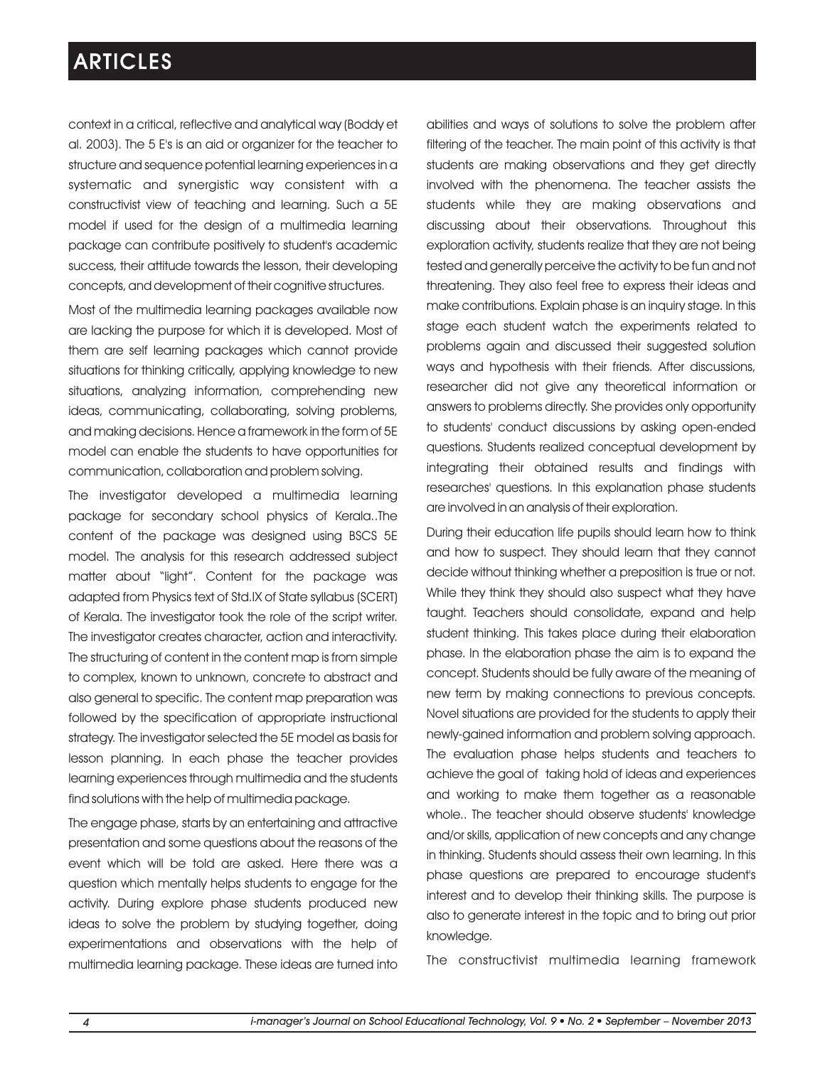context in a critical, reflective and analytical way (Boddy et al. 2003). The 5 E's is an aid or organizer for the teacher to structure and sequence potential learning experiences in a systematic and synergistic way consistent with a constructivist view of teaching and learning. Such a 5E model if used for the design of a multimedia learning package can contribute positively to student's academic success, their attitude towards the lesson, their developing concepts, and development of their cognitive structures.

Most of the multimedia learning packages available now are lacking the purpose for which it is developed. Most of them are self learning packages which cannot provide situations for thinking critically, applying knowledge to new situations, analyzing information, comprehending new ideas, communicating, collaborating, solving problems, and making decisions. Hence a framework in the form of 5E model can enable the students to have opportunities for communication, collaboration and problem solving.

The investigator developed a multimedia learning package for secondary school physics of Kerala..The content of the package was designed using BSCS 5E model. The analysis for this research addressed subject matter about "light". Content for the package was adapted from Physics text of Std.IX of State syllabus (SCERT) of Kerala. The investigator took the role of the script writer. The investigator creates character, action and interactivity. The structuring of content in the content map is from simple to complex, known to unknown, concrete to abstract and also general to specific. The content map preparation was followed by the specification of appropriate instructional strategy. The investigator selected the 5E model as basis for lesson planning. In each phase the teacher provides learning experiences through multimedia and the students find solutions with the help of multimedia package.

The engage phase, starts by an entertaining and attractive presentation and some questions about the reasons of the event which will be told are asked. Here there was a question which mentally helps students to engage for the activity. During explore phase students produced new ideas to solve the problem by studying together, doing experimentations and observations with the help of multimedia learning package. These ideas are turned into abilities and ways of solutions to solve the problem after filtering of the teacher. The main point of this activity is that students are making observations and they get directly involved with the phenomena. The teacher assists the students while they are making observations and discussing about their observations. Throughout this exploration activity, students realize that they are not being tested and generally perceive the activity to be fun and not threatening. They also feel free to express their ideas and make contributions. Explain phase is an inquiry stage. In this stage each student watch the experiments related to problems again and discussed their suggested solution ways and hypothesis with their friends. After discussions, researcher did not give any theoretical information or answers to problems directly. She provides only opportunity to students' conduct discussions by asking open-ended questions. Students realized conceptual development by integrating their obtained results and findings with researches' questions. In this explanation phase students are involved in an analysis of their exploration.

During their education life pupils should learn how to think and how to suspect. They should learn that they cannot decide without thinking whether a preposition is true or not. While they think they should also suspect what they have taught. Teachers should consolidate, expand and help student thinking. This takes place during their elaboration phase. In the elaboration phase the aim is to expand the concept. Students should be fully aware of the meaning of new term by making connections to previous concepts. Novel situations are provided for the students to apply their newly-gained information and problem solving approach. The evaluation phase helps students and teachers to achieve the goal of taking hold of ideas and experiences and working to make them together as a reasonable whole.. The teacher should observe students' knowledge and/or skills, application of new concepts and any change in thinking. Students should assess their own learning. In this phase questions are prepared to encourage student's interest and to develop their thinking skills. The purpose is also to generate interest in the topic and to bring out prior knowledge.

The constructivist multimedia learning framework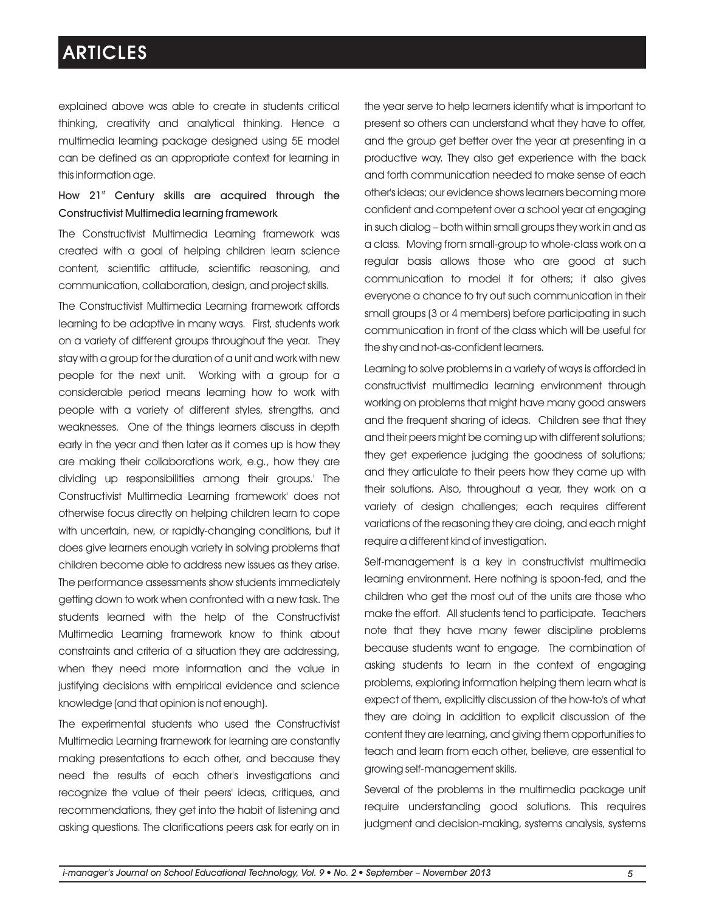explained above was able to create in students critical thinking, creativity and analytical thinking. Hence a multimedia learning package designed using 5E model can be defined as an appropriate context for learning in this information age.

### How 21st Century skills are acquired through the Constructivist Multimedia learning framework

The Constructivist Multimedia Learning framework was created with a goal of helping children learn science content, scientific attitude, scientific reasoning, and communication, collaboration, design, and project skills.

The Constructivist Multimedia Learning framework affords learning to be adaptive in many ways. First, students work on a variety of different groups throughout the year. They stay with a group for the duration of a unit and work with new people for the next unit. Working with a group for a considerable period means learning how to work with people with a variety of different styles, strengths, and weaknesses. One of the things learners discuss in depth early in the year and then later as it comes up is how they are making their collaborations work, e.g., how they are dividing up responsibilities among their groups.' The Constructivist Multimedia Learning framework' does not otherwise focus directly on helping children learn to cope with uncertain, new, or rapidly-changing conditions, but it does give learners enough variety in solving problems that children become able to address new issues as they arise. The performance assessments show students immediately getting down to work when confronted with a new task. The students learned with the help of the Constructivist Multimedia Learning framework know to think about constraints and criteria of a situation they are addressing, when they need more information and the value in justifying decisions with empirical evidence and science knowledge (and that opinion is not enough).

The experimental students who used the Constructivist Multimedia Learning framework for learning are constantly making presentations to each other, and because they need the results of each other's investigations and recognize the value of their peers' ideas, critiques, and recommendations, they get into the habit of listening and asking questions. The clarifications peers ask for early on in the year serve to help learners identify what is important to present so others can understand what they have to offer, and the group get better over the year at presenting in a productive way. They also get experience with the back and forth communication needed to make sense of each other's ideas; our evidence shows learners becoming more confident and competent over a school year at engaging in such dialog – both within small groups they work in and as a class. Moving from small-group to whole-class work on a regular basis allows those who are good at such communication to model it for others; it also gives everyone a chance to try out such communication in their small groups (3 or 4 members) before participating in such communication in front of the class which will be useful for the shy and not-as-confident learners.

Learning to solve problems in a variety of ways is afforded in constructivist multimedia learning environment through working on problems that might have many good answers and the frequent sharing of ideas. Children see that they and their peers might be coming up with different solutions; they get experience judging the goodness of solutions; and they articulate to their peers how they came up with their solutions. Also, throughout a year, they work on a variety of design challenges; each requires different variations of the reasoning they are doing, and each might require a different kind of investigation.

Self-management is a key in constructivist multimedia learning environment. Here nothing is spoon-fed, and the children who get the most out of the units are those who make the effort. All students tend to participate. Teachers note that they have many fewer discipline problems because students want to engage. The combination of asking students to learn in the context of engaging problems, exploring information helping them learn what is expect of them, explicitly discussion of the how-to's of what they are doing in addition to explicit discussion of the content they are learning, and giving them opportunities to teach and learn from each other, believe, are essential to growing self-management skills.

Several of the problems in the multimedia package unit require understanding good solutions. This requires judgment and decision-making, systems analysis, systems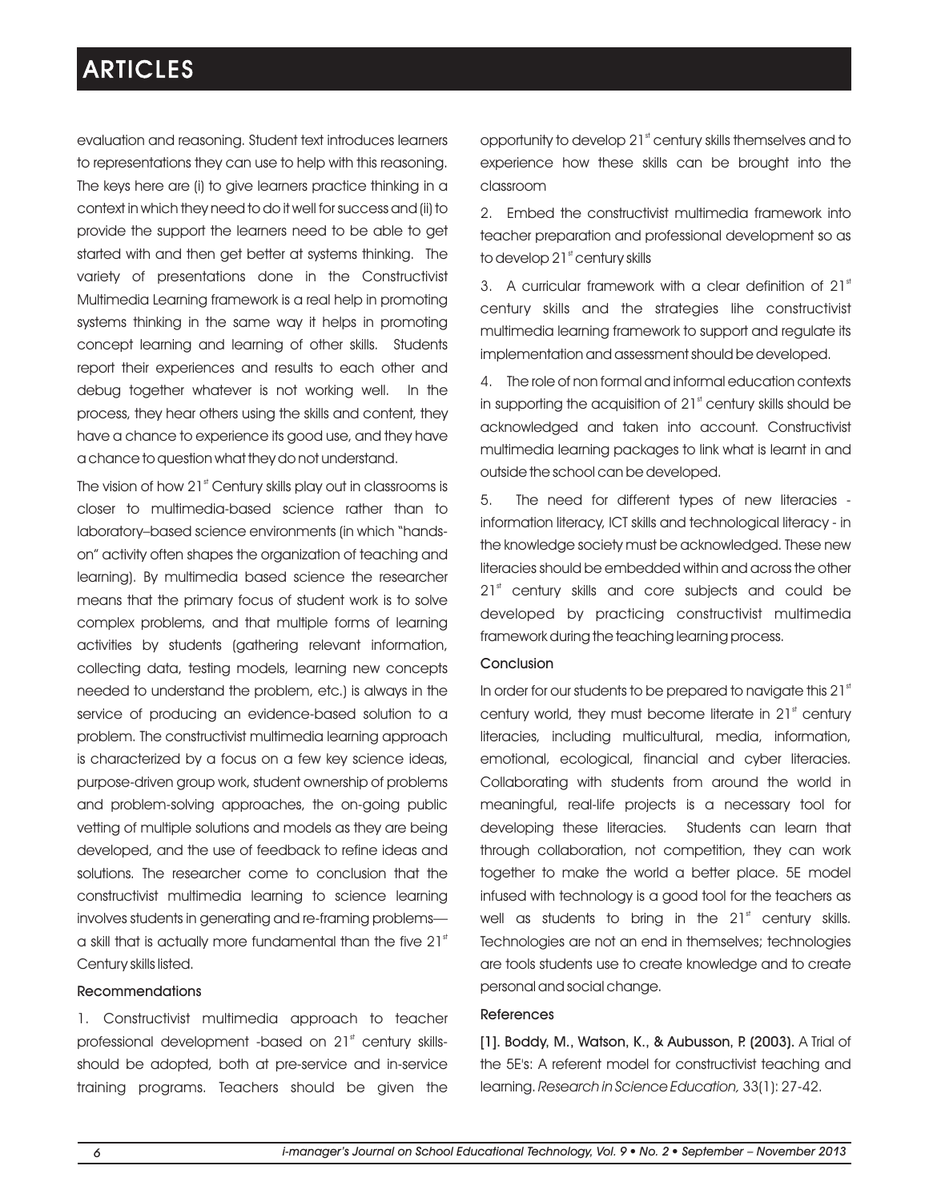evaluation and reasoning. Student text introduces learners to representations they can use to help with this reasoning. The keys here are (i) to give learners practice thinking in a context in which they need to do it well for success and (ii) to provide the support the learners need to be able to get started with and then get better at systems thinking. The variety of presentations done in the Constructivist Multimedia Learning framework is a real help in promoting systems thinking in the same way it helps in promoting concept learning and learning of other skills. Students report their experiences and results to each other and debug together whatever is not working well. In the process, they hear others using the skills and content, they have a chance to experience its good use, and they have a chance to question what they do not understand.

The vision of how 21st Century skills play out in classrooms is closer to multimedia-based science rather than to laboratory–based science environments (in which "hands-on" activity often shapes the organization of teaching and learning). By multimedia based science the researcher means that the primary focus of student work is to solve complex problems, and that multiple forms of learning activities by students (gathering relevant information, collecting data, testing models, learning new concepts needed to understand the problem, etc.) is always in the service of producing an evidence-based solution to a problem. The constructivist multimedia learning approach is characterized by a focus on a few key science ideas, purpose-driven group work, student ownership of problems and problem-solving approaches, the on-going public vetting of multiple solutions and models as they are being developed, and the use of feedback to refine ideas and solutions. The researcher come to conclusion that the constructivist multimedia learning to science learning involves students in generating and re-framing problems—a skill that is actually more fundamental than the five 21st Century skills listed.

### Recommendations

1. Constructivist multimedia approach to teacher professional development -based on 21st century skills- should be adopted, both at pre-service and in-service training programs. Teachers should be given the opportunity to develop 21st century skills themselves and to experience how these skills can be brought into the classroom

2. Embed the constructivist multimedia framework into teacher preparation and professional development so as to develop 21st century skills

3. A curricular framework with a clear definition of 21st century skills and the strategies lihe constructivist multimedia learning framework to support and regulate its implementation and assessment should be developed.

4. The role of non formal and informal education contexts in supporting the acquisition of 21st century skills should be acknowledged and taken into account. Constructivist multimedia learning packages to link what is learnt in and outside the school can be developed.

5. The need for different types of new literacies - information literacy, ICT skills and technological literacy - in the knowledge society must be acknowledged. These new literacies should be embedded within and across the other 21st century skills and core subjects and could be developed by practicing constructivist multimedia framework during the teaching learning process.

### Conclusion

In order for our students to be prepared to navigate this 21st century world, they must become literate in 21st century literacies, including multicultural, media, information, emotional, ecological, financial and cyber literacies. Collaborating with students from around the world in meaningful, real-life projects is a necessary tool for developing these literacies. Students can learn that through collaboration, not competition, they can work together to make the world a better place. 5E model infused with technology is a good tool for the teachers as well as students to bring in the 21st century skills. Technologies are not an end in themselves; technologies are tools students use to create knowledge and to create personal and social change.

### References

**[1]. Boddy, M., Watson, K., & Aubusson, P. (2003).** A Trial of the 5E's: A referent model for constructivist teaching and learning. *Research in Science Education,* 33(1): 27-42.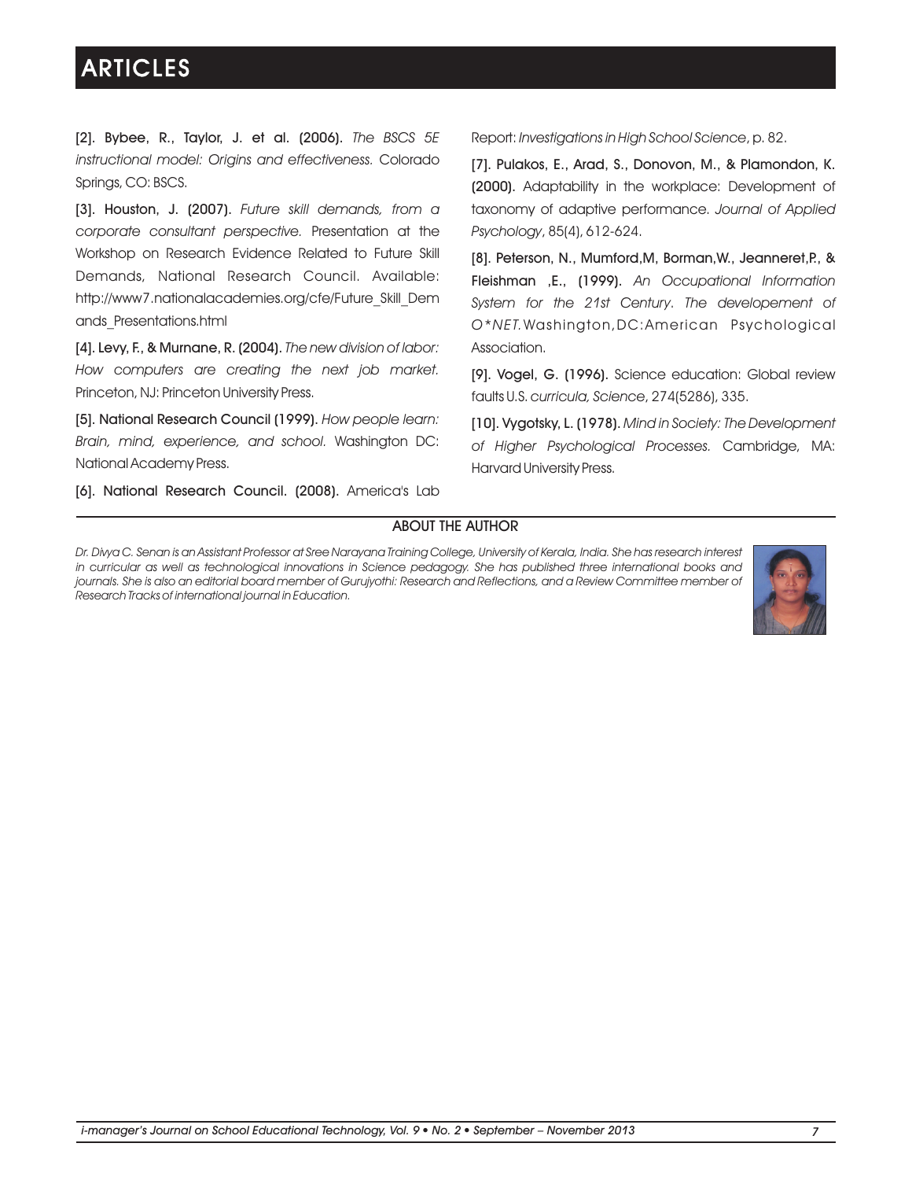[2]. **Bybee, R., Taylor, J. et al. (2006).** *The BSCS 5E instructional model: Origins and effectiveness.* Colorado Springs, CO: BSCS.

[3]. **Houston, J. (2007).** *Future skill demands, from a corporate consultant perspective.* Presentation at the Workshop on Research Evidence Related to Future Skill Demands, National Research Council. Available: http://www7.nationalacademies.org/cfe/Future_Skill_Demands_Presentations.html

[4]. **Levy, F., & Murnane, R. (2004).** *The new division of labor: How computers are creating the next job market.* Princeton, NJ: Princeton University Press.

[5]. **National Research Council (1999).** *How people learn: Brain, mind, experience, and school.* Washington DC: National Academy Press.

[6]. **National Research Council. (2008).** America's Lab Report: *Investigations in High School Science*, p. 82.

[7]. **Pulakos, E., Arad, S., Donovon, M., & Plamondon, K. (2000).** Adaptability in the workplace: Development of taxonomy of adaptive performance. *Journal of Applied Psychology*, 85(4), 612-624.

[8]. **Peterson, N., Mumford,M, Borman,W., Jeanneret,P., & Fleishman ,E., (1999).** *An Occupational Information System for the 21st Century*. *The developement of O*NET.* Washington,DC:American Psychological Association.

[9]. **Vogel, G. (1996).** Science education: Global review faults U.S. *curricula, Science*, 274(5286), 335.

[10]. **Vygotsky, L. (1978).** *Mind in Society: The Development of Higher Psychological Processes.* Cambridge, MA: Harvard University Press.

## ABOUT THE AUTHOR

*Dr. Divya C. Senan is an Assistant Professor at Sree Narayana Training College, University of Kerala, India. She has research interest in curricular as well as technological innovations in Science pedagogy. She has published three international books and journals. She is also an editorial board member of Gurujyothi: Research and Reflections, and a Review Committee member of Research Tracks of international journal in Education.*